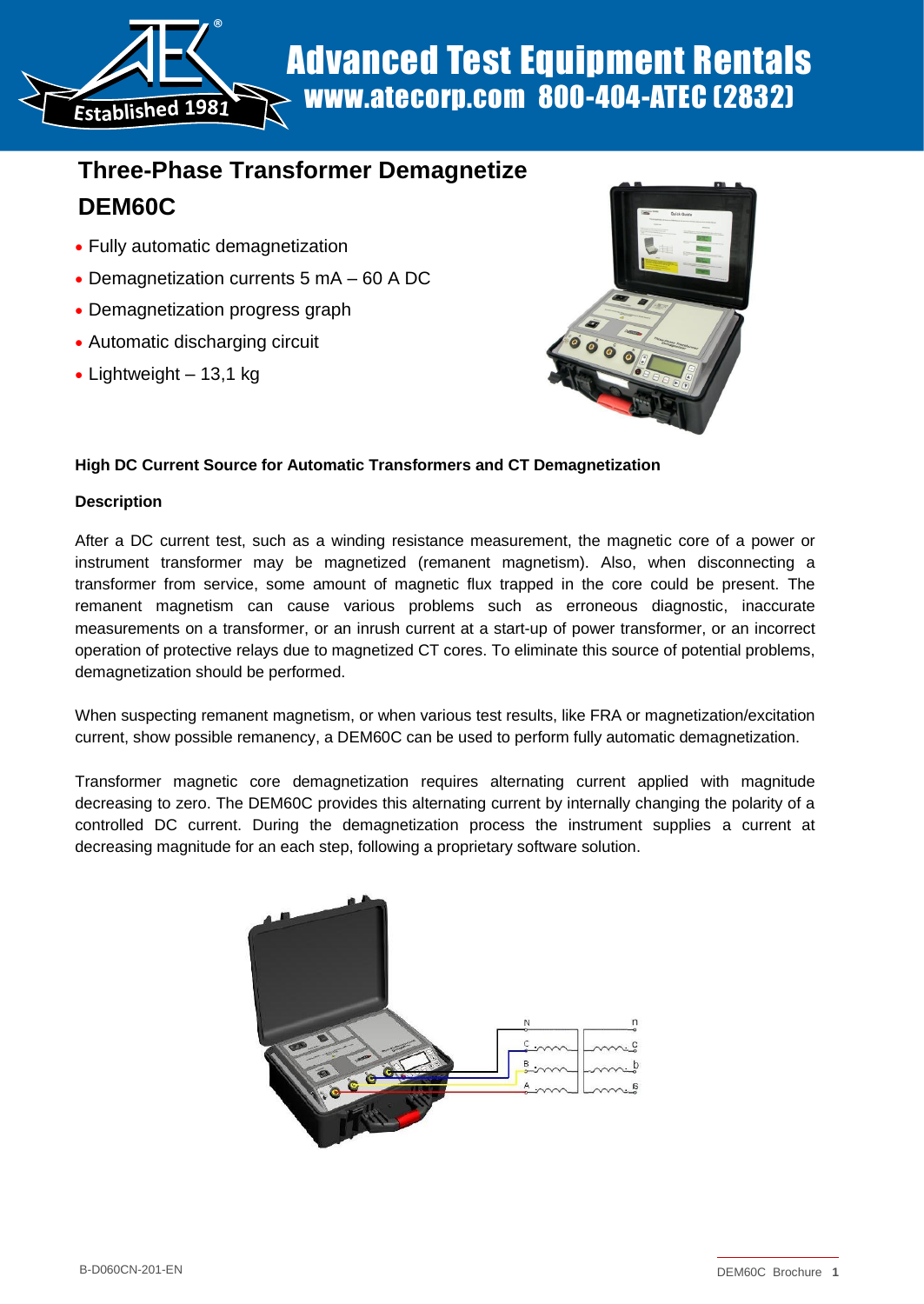# Three-Phase Transformer Demagnetize DEM60C

- Fully automatic demagnetization
- Demagnetization currents 5 mA – 60 A DC
- Demagnetization progress graph
- Automatic discharging circuit
- Lightweight – 13,1 kg

**High DC Current Source for Automatic Transformers and CT Demagnetization**

**Description**

After a DC current test, such as a winding resistance measurement, the magnetic core of a power or instrument transformer may be magnetized (remanent magnetism). Also, when disconnecting a transformer from service, some amount of magnetic flux trapped in the core could be present. The remanent magnetism can cause various problems such as erroneous diagnostic, inaccurate measurements on a transformer, or an inrush current at a start-up of power transformer, or an incorrect operation of protective relays due to magnetized CT cores. To eliminate this source of potential problems, demagnetization should be performed.

When suspecting remanent magnetism, or when various test results, like FRA or magnetization/excitation current, show possible remanency, a DEM60C can be used to perform fully automatic demagnetization.

Transformer magnetic core demagnetization requires alternating current applied with magnitude decreasing to zero. The DEM60C provides this alternating current by internally changing the polarity of a controlled DC current. During the demagnetization process the instrument supplies a current at decreasing magnitude for an each step, following a proprietary software solution.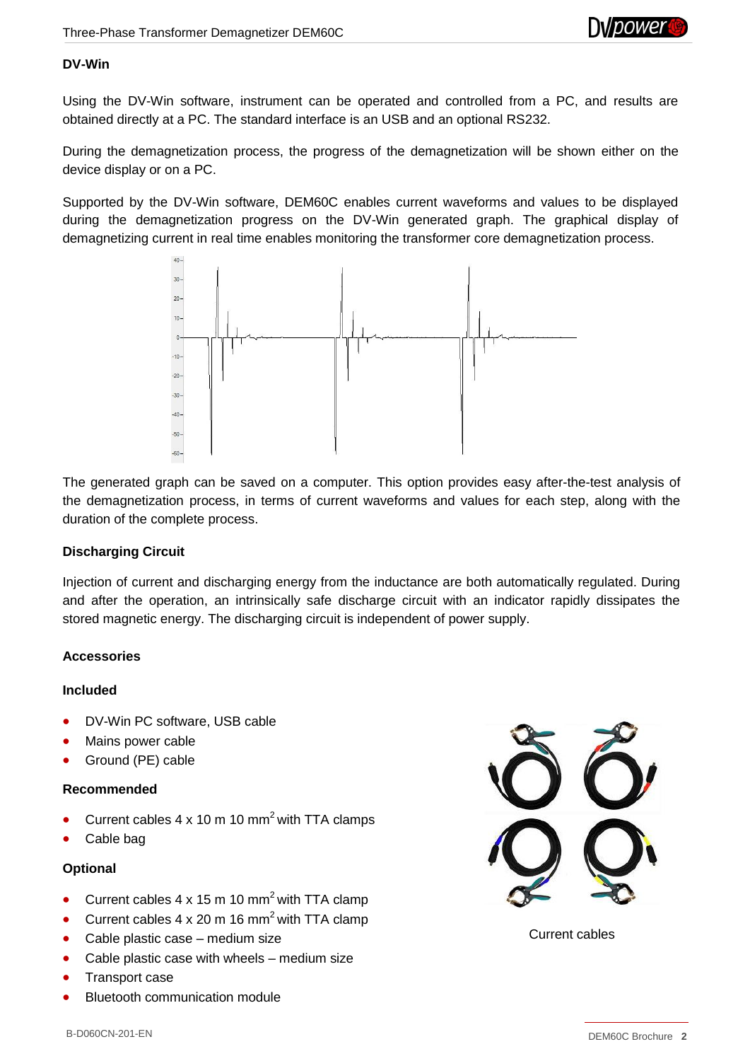## DV-Win

Using the DV-Win software, instrument can be operated and controlled from a PC, and results are obtained directly at a PC. The standard interface is an USB and an optional RS232.

During the demagnetization process, the progress of the demagnetization will be shown either on the device display or on a PC.

Supported by the DV-Win software, DEM60C enables current waveforms and values to be displayed during the demagnetization progress on the DV-Win generated graph. The graphical display of demagnetizing current in real time enables monitoring the transformer core demagnetization process.

The generated graph can be saved on a computer. This option provides easy after-the-test analysis of the demagnetization process, in terms of current waveforms and values for each step, along with the duration of the complete process.

## Discharging Circuit

Injection of current and discharging energy from the inductance are both automatically regulated. During and after the operation, an intrinsically safe discharge circuit with an indicator rapidly dissipates the stored magnetic energy. The discharging circuit is independent of power supply.

## Accessories

### Included

- DV-Win PC software, USB cable
- Mains power cable
- Ground (PE) cable

### Recommended

- Current cables 4 x 10 m 10 mm$^2$ with TTA clamps
- Cable bag

### Optional

- Current cables 4 x 15 m 10 mm$^2$ with TTA clamp
- Current cables 4 x 20 m 16 mm$^2$ with TTA clamp
- Cable plastic case – medium size
- Cable plastic case with wheels – medium size
- Transport case
- Bluetooth communication module

Current cables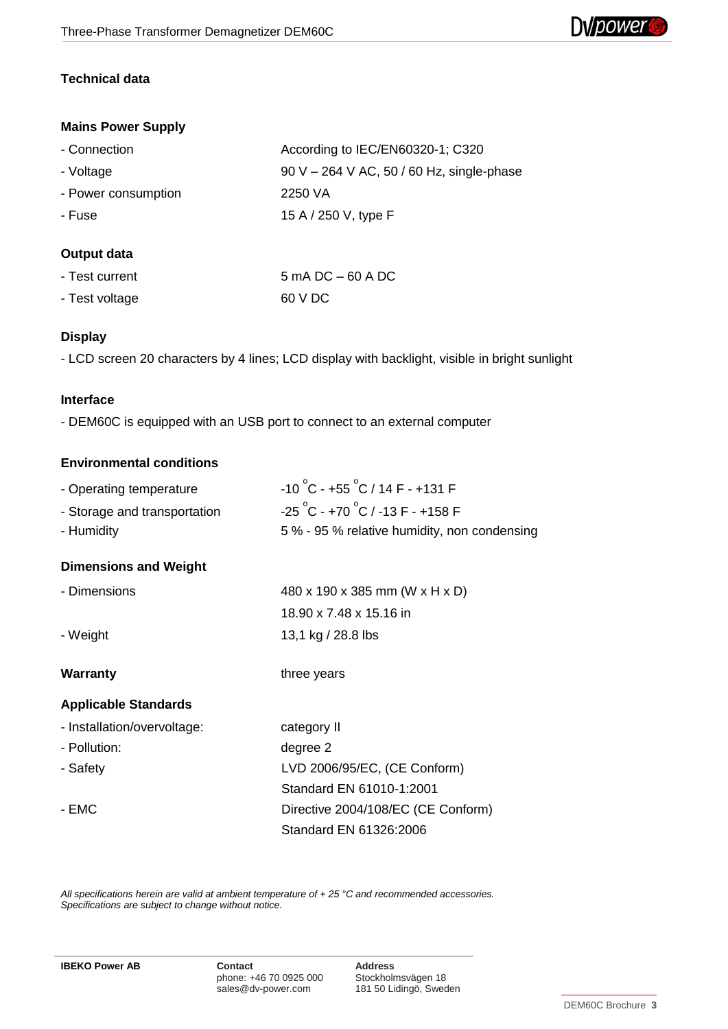## Technical data

### Mains Power Supply

| | |
|---|---|
| - Connection | According to IEC/EN60320-1; C320 |
| - Voltage | 90 V – 264 V AC, 50 / 60 Hz, single-phase |
| - Power consumption | 2250 VA |
| - Fuse | 15 A / 250 V, type F |

### Output data

| | |
|---|---|
| - Test current | 5 mA DC – 60 A DC |
| - Test voltage | 60 V DC |

### Display

- LCD screen 20 characters by 4 lines; LCD display with backlight, visible in bright sunlight

### Interface

- DEM60C is equipped with an USB port to connect to an external computer

### Environmental conditions

| | |
|---|---|
| - Operating temperature | -10 °C - +55 °C / 14 F - +131 F |
| - Storage and transportation | -25 °C - +70 °C / -13 F - +158 F |
| - Humidity | 5 % - 95 % relative humidity, non condensing |

### Dimensions and Weight

| | |
|---|---|
| - Dimensions | 480 x 190 x 385 mm (W x H x D) |
| | 18.90 x 7.48 x 15.16 in |
| - Weight | 13,1 kg / 28.8 lbs |

**Warranty** three years

### Applicable Standards

| | |
|---|---|
| - Installation/overvoltage: | category II |
| - Pollution: | degree 2 |
| - Safety | LVD 2006/95/EC, (CE Conform) |
| | Standard EN 61010-1:2001 |
| - EMC | Directive 2004/108/EC (CE Conform) |
| | Standard EN 61326:2006 |

*All specifications herein are valid at ambient temperature of + 25 °C and recommended accessories.*
*Specifications are subject to change without notice.*

**IBEKO Power AB**

**Contact**
phone: +46 70 0925 000
sales@dv-power.com

**Address**
Stockholmsvägen 18
181 50 Lidingö, Sweden